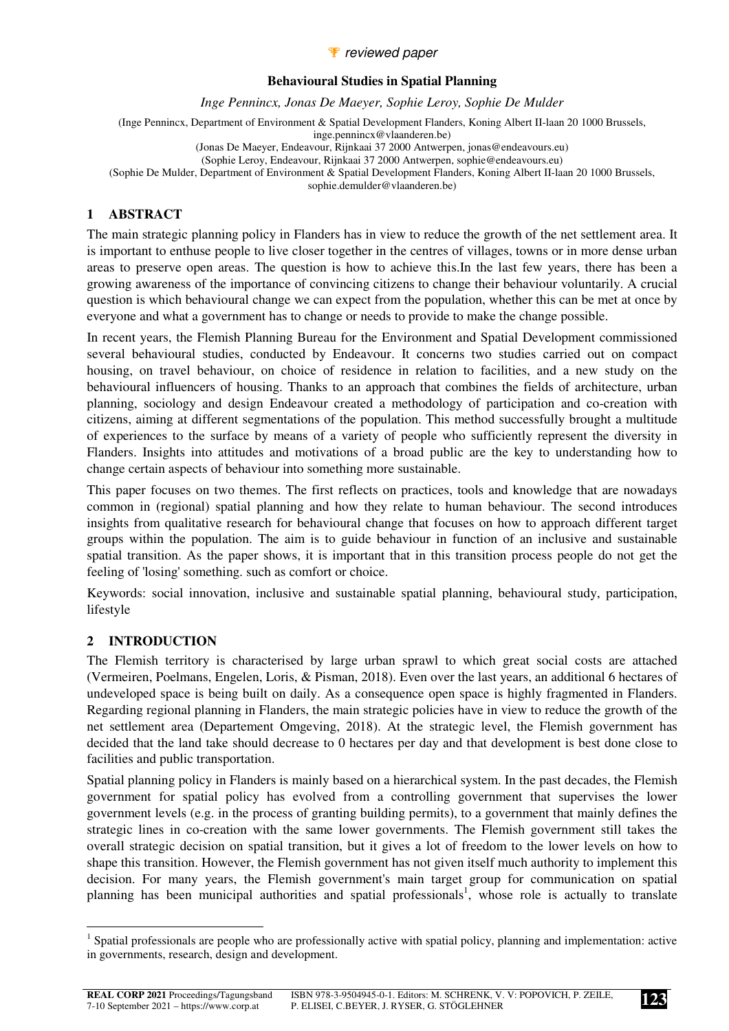🏆 *reviewed paper*

# Behavioural Studies in Spatial Planning

*Inge Pennincx, Jonas De Maeyer, Sophie Leroy, Sophie De Mulder*

(Inge Pennincx, Department of Environment & Spatial Development Flanders, Koning Albert II-laan 20 1000 Brussels, inge.pennincx@vlaanderen.be)

(Jonas De Maeyer, Endeavour, Rijnkaai 37 2000 Antwerpen, jonas@endeavours.eu)

(Sophie Leroy, Endeavour, Rijnkaai 37 2000 Antwerpen, sophie@endeavours.eu)

(Sophie De Mulder, Department of Environment & Spatial Development Flanders, Koning Albert II-laan 20 1000 Brussels, sophie.demulder@vlaanderen.be)

## 1 ABSTRACT

The main strategic planning policy in Flanders has in view to reduce the growth of the net settlement area. It is important to enthuse people to live closer together in the centres of villages, towns or in more dense urban areas to preserve open areas. The question is how to achieve this.In the last few years, there has been a growing awareness of the importance of convincing citizens to change their behaviour voluntarily. A crucial question is which behavioural change we can expect from the population, whether this can be met at once by everyone and what a government has to change or needs to provide to make the change possible.

In recent years, the Flemish Planning Bureau for the Environment and Spatial Development commissioned several behavioural studies, conducted by Endeavour. It concerns two studies carried out on compact housing, on travel behaviour, on choice of residence in relation to facilities, and a new study on the behavioural influencers of housing. Thanks to an approach that combines the fields of architecture, urban planning, sociology and design Endeavour created a methodology of participation and co-creation with citizens, aiming at different segmentations of the population. This method successfully brought a multitude of experiences to the surface by means of a variety of people who sufficiently represent the diversity in Flanders. Insights into attitudes and motivations of a broad public are the key to understanding how to change certain aspects of behaviour into something more sustainable.

This paper focuses on two themes. The first reflects on practices, tools and knowledge that are nowadays common in (regional) spatial planning and how they relate to human behaviour. The second introduces insights from qualitative research for behavioural change that focuses on how to approach different target groups within the population. The aim is to guide behaviour in function of an inclusive and sustainable spatial transition. As the paper shows, it is important that in this transition process people do not get the feeling of 'losing' something. such as comfort or choice.

Keywords: social innovation, inclusive and sustainable spatial planning, behavioural study, participation, lifestyle

## 2 INTRODUCTION

The Flemish territory is characterised by large urban sprawl to which great social costs are attached (Vermeiren, Poelmans, Engelen, Loris, & Pisman, 2018). Even over the last years, an additional 6 hectares of undeveloped space is being built on daily. As a consequence open space is highly fragmented in Flanders. Regarding regional planning in Flanders, the main strategic policies have in view to reduce the growth of the net settlement area (Departement Omgeving, 2018). At the strategic level, the Flemish government has decided that the land take should decrease to 0 hectares per day and that development is best done close to facilities and public transportation.

Spatial planning policy in Flanders is mainly based on a hierarchical system. In the past decades, the Flemish government for spatial policy has evolved from a controlling government that supervises the lower government levels (e.g. in the process of granting building permits), to a government that mainly defines the strategic lines in co-creation with the same lower governments. The Flemish government still takes the overall strategic decision on spatial transition, but it gives a lot of freedom to the lower levels on how to shape this transition. However, the Flemish government has not given itself much authority to implement this decision. For many years, the Flemish government's main target group for communication on spatial planning has been municipal authorities and spatial professionals[1], whose role is actually to translate

[1] Spatial professionals are people who are professionally active with spatial policy, planning and implementation: active in governments, research, design and development.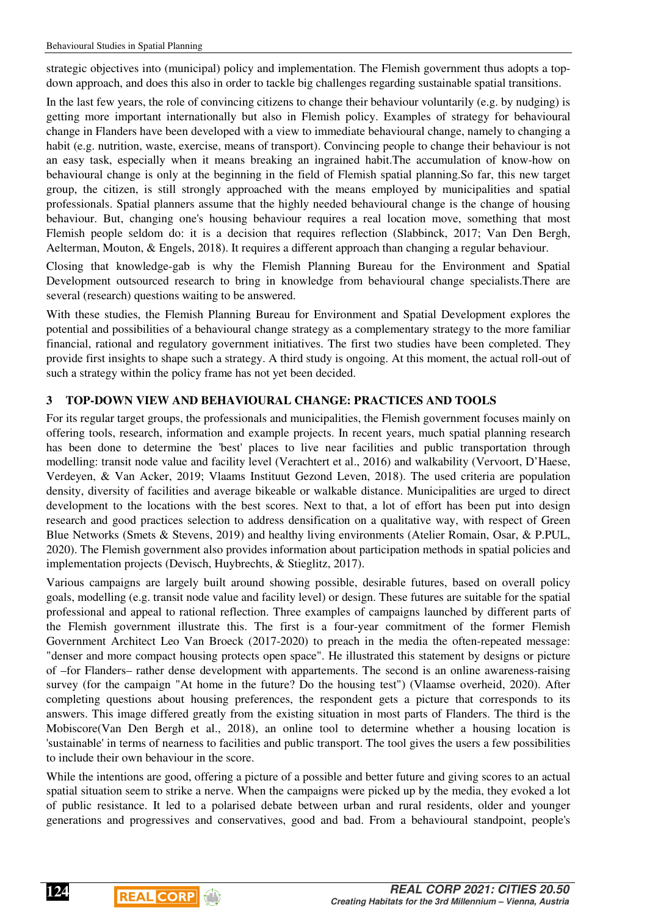strategic objectives into (municipal) policy and implementation. The Flemish government thus adopts a top-down approach, and does this also in order to tackle big challenges regarding sustainable spatial transitions.

In the last few years, the role of convincing citizens to change their behaviour voluntarily (e.g. by nudging) is getting more important internationally but also in Flemish policy. Examples of strategy for behavioural change in Flanders have been developed with a view to immediate behavioural change, namely to changing a habit (e.g. nutrition, waste, exercise, means of transport). Convincing people to change their behaviour is not an easy task, especially when it means breaking an ingrained habit.The accumulation of know-how on behavioural change is only at the beginning in the field of Flemish spatial planning.So far, this new target group, the citizen, is still strongly approached with the means employed by municipalities and spatial professionals. Spatial planners assume that the highly needed behavioural change is the change of housing behaviour. But, changing one's housing behaviour requires a real location move, something that most Flemish people seldom do: it is a decision that requires reflection (Slabbinck, 2017; Van Den Bergh, Aelterman, Mouton, & Engels, 2018). It requires a different approach than changing a regular behaviour.

Closing that knowledge-gab is why the Flemish Planning Bureau for the Environment and Spatial Development outsourced research to bring in knowledge from behavioural change specialists.There are several (research) questions waiting to be answered.

With these studies, the Flemish Planning Bureau for Environment and Spatial Development explores the potential and possibilities of a behavioural change strategy as a complementary strategy to the more familiar financial, rational and regulatory government initiatives. The first two studies have been completed. They provide first insights to shape such a strategy. A third study is ongoing. At this moment, the actual roll-out of such a strategy within the policy frame has not yet been decided.

## 3 TOP-DOWN VIEW AND BEHAVIOURAL CHANGE: PRACTICES AND TOOLS

For its regular target groups, the professionals and municipalities, the Flemish government focuses mainly on offering tools, research, information and example projects. In recent years, much spatial planning research has been done to determine the 'best' places to live near facilities and public transportation through modelling: transit node value and facility level (Verachtert et al., 2016) and walkability (Vervoort, D'Haese, Verdeyen, & Van Acker, 2019; Vlaams Instituut Gezond Leven, 2018). The used criteria are population density, diversity of facilities and average bikeable or walkable distance. Municipalities are urged to direct development to the locations with the best scores. Next to that, a lot of effort has been put into design research and good practices selection to address densification on a qualitative way, with respect of Green Blue Networks (Smets & Stevens, 2019) and healthy living environments (Atelier Romain, Osar, & P.PUL, 2020). The Flemish government also provides information about participation methods in spatial policies and implementation projects (Devisch, Huybrechts, & Stieglitz, 2017).

Various campaigns are largely built around showing possible, desirable futures, based on overall policy goals, modelling (e.g. transit node value and facility level) or design. These futures are suitable for the spatial professional and appeal to rational reflection. Three examples of campaigns launched by different parts of the Flemish government illustrate this. The first is a four-year commitment of the former Flemish Government Architect Leo Van Broeck (2017-2020) to preach in the media the often-repeated message: "denser and more compact housing protects open space". He illustrated this statement by designs or picture of –for Flanders– rather dense development with appertements. The second is an online awareness-raising survey (for the campaign "At home in the future? Do the housing test") (Vlaamse overheid, 2020). After completing questions about housing preferences, the respondent gets a picture that corresponds to its answers. This image differed greatly from the existing situation in most parts of Flanders. The third is the Mobiscore(Van Den Bergh et al., 2018), an online tool to determine whether a housing location is 'sustainable' in terms of nearness to facilities and public transport. The tool gives the users a few possibilities to include their own behaviour in the score.

While the intentions are good, offering a picture of a possible and better future and giving scores to an actual spatial situation seem to strike a nerve. When the campaigns were picked up by the media, they evoked a lot of public resistance. It led to a polarised debate between urban and rural residents, older and younger generations and progressives and conservatives, good and bad. From a behavioural standpoint, people's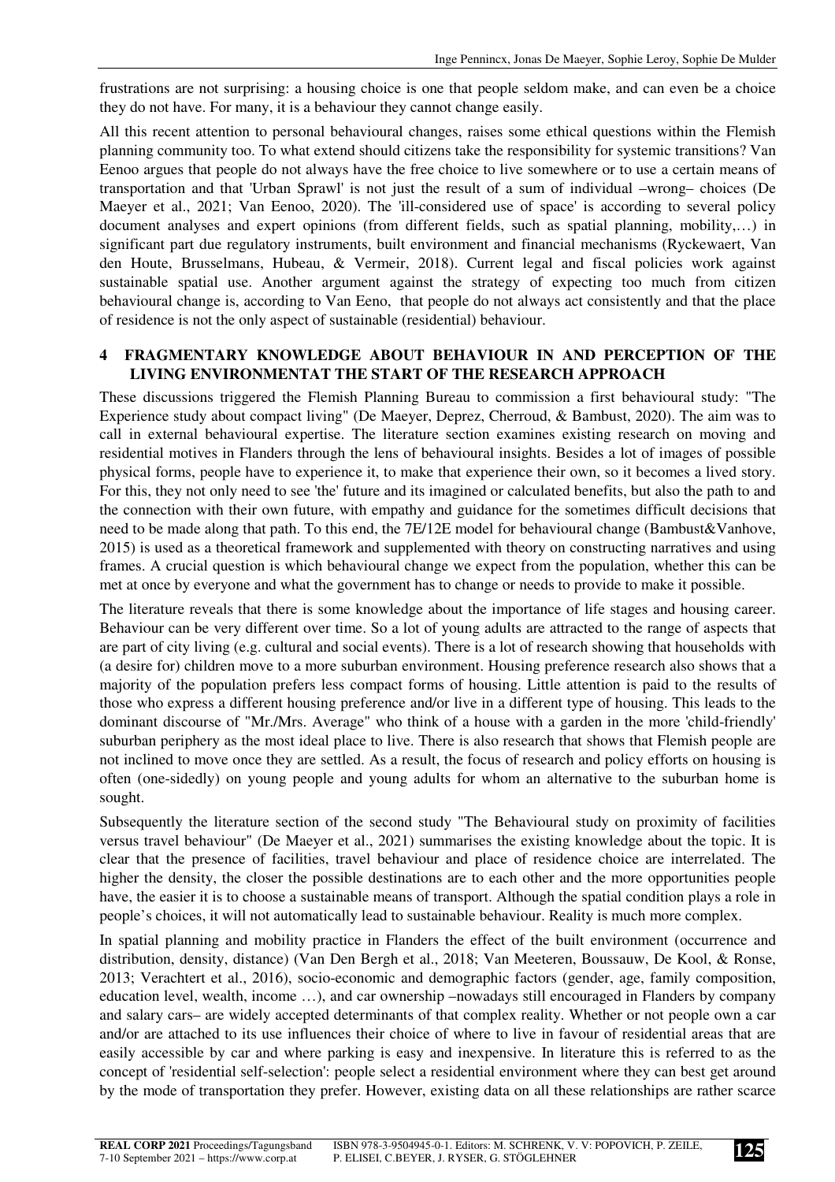frustrations are not surprising: a housing choice is one that people seldom make, and can even be a choice they do not have. For many, it is a behaviour they cannot change easily.

All this recent attention to personal behavioural changes, raises some ethical questions within the Flemish planning community too. To what extend should citizens take the responsibility for systemic transitions? Van Eenoo argues that people do not always have the free choice to live somewhere or to use a certain means of transportation and that 'Urban Sprawl' is not just the result of a sum of individual –wrong– choices (De Maeyer et al., 2021; Van Eenoo, 2020). The 'ill-considered use of space' is according to several policy document analyses and expert opinions (from different fields, such as spatial planning, mobility,…) in significant part due regulatory instruments, built environment and financial mechanisms (Ryckewaert, Van den Houte, Brusselmans, Hubeau, & Vermeir, 2018). Current legal and fiscal policies work against sustainable spatial use. Another argument against the strategy of expecting too much from citizen behavioural change is, according to Van Eeno, that people do not always act consistently and that the place of residence is not the only aspect of sustainable (residential) behaviour.

## 4 FRAGMENTARY KNOWLEDGE ABOUT BEHAVIOUR IN AND PERCEPTION OF THE LIVING ENVIRONMENTAT THE START OF THE RESEARCH APPROACH

These discussions triggered the Flemish Planning Bureau to commission a first behavioural study: "The Experience study about compact living" (De Maeyer, Deprez, Cherroud, & Bambust, 2020). The aim was to call in external behavioural expertise. The literature section examines existing research on moving and residential motives in Flanders through the lens of behavioural insights. Besides a lot of images of possible physical forms, people have to experience it, to make that experience their own, so it becomes a lived story. For this, they not only need to see 'the' future and its imagined or calculated benefits, but also the path to and the connection with their own future, with empathy and guidance for the sometimes difficult decisions that need to be made along that path. To this end, the 7E/12E model for behavioural change (Bambust&Vanhove, 2015) is used as a theoretical framework and supplemented with theory on constructing narratives and using frames. A crucial question is which behavioural change we expect from the population, whether this can be met at once by everyone and what the government has to change or needs to provide to make it possible.

The literature reveals that there is some knowledge about the importance of life stages and housing career. Behaviour can be very different over time. So a lot of young adults are attracted to the range of aspects that are part of city living (e.g. cultural and social events). There is a lot of research showing that households with (a desire for) children move to a more suburban environment. Housing preference research also shows that a majority of the population prefers less compact forms of housing. Little attention is paid to the results of those who express a different housing preference and/or live in a different type of housing. This leads to the dominant discourse of "Mr./Mrs. Average" who think of a house with a garden in the more 'child-friendly' suburban periphery as the most ideal place to live. There is also research that shows that Flemish people are not inclined to move once they are settled. As a result, the focus of research and policy efforts on housing is often (one-sidedly) on young people and young adults for whom an alternative to the suburban home is sought.

Subsequently the literature section of the second study "The Behavioural study on proximity of facilities versus travel behaviour" (De Maeyer et al., 2021) summarises the existing knowledge about the topic. It is clear that the presence of facilities, travel behaviour and place of residence choice are interrelated. The higher the density, the closer the possible destinations are to each other and the more opportunities people have, the easier it is to choose a sustainable means of transport. Although the spatial condition plays a role in people's choices, it will not automatically lead to sustainable behaviour. Reality is much more complex.

In spatial planning and mobility practice in Flanders the effect of the built environment (occurrence and distribution, density, distance) (Van Den Bergh et al., 2018; Van Meeteren, Boussauw, De Kool, & Ronse, 2013; Verachtert et al., 2016), socio-economic and demographic factors (gender, age, family composition, education level, wealth, income …), and car ownership –nowadays still encouraged in Flanders by company and salary cars– are widely accepted determinants of that complex reality. Whether or not people own a car and/or are attached to its use influences their choice of where to live in favour of residential areas that are easily accessible by car and where parking is easy and inexpensive. In literature this is referred to as the concept of 'residential self-selection': people select a residential environment where they can best get around by the mode of transportation they prefer. However, existing data on all these relationships are rather scarce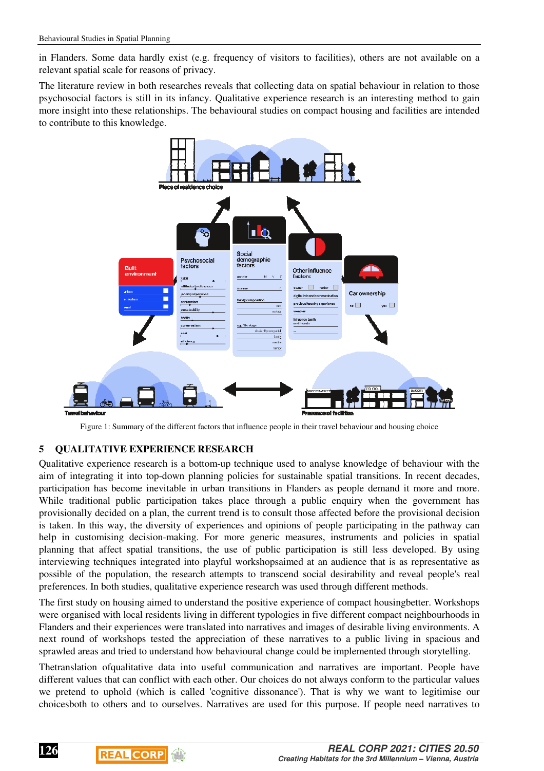in Flanders. Some data hardly exist (e.g. frequency of visitors to facilities), others are not available on a relevant spatial scale for reasons of privacy.

The literature review in both researches reveals that collecting data on spatial behaviour in relation to those psychosocial factors is still in its infancy. Qualitative experience research is an interesting method to gain more insight into these relationships. The behavioural studies on compact housing and facilities are intended to contribute to this knowledge.

Place of residence choice

Built environment

urban

suburban

rural

Psychosocial factors

Social demographic factors

Other influence factors

Car ownership

Travel behaviour

Presence of facilities

Figure 1: Summary of the different factors that influence people in their travel behaviour and housing choice

## 5 QUALITATIVE EXPERIENCE RESEARCH

Qualitative experience research is a bottom-up technique used to analyse knowledge of behaviour with the aim of integrating it into top-down planning policies for sustainable spatial transitions. In recent decades, participation has become inevitable in urban transitions in Flanders as people demand it more and more. While traditional public participation takes place through a public enquiry when the government has provisionally decided on a plan, the current trend is to consult those affected before the provisional decision is taken. In this way, the diversity of experiences and opinions of people participating in the pathway can help in customising decision-making. For more generic measures, instruments and policies in spatial planning that affect spatial transitions, the use of public participation is still less developed. By using interviewing techniques integrated into playful workshopsaimed at an audience that is as representative as possible of the population, the research attempts to transcend social desirability and reveal people's real preferences. In both studies, qualitative experience research was used through different methods.

The first study on housing aimed to understand the positive experience of compact housingbetter. Workshops were organised with local residents living in different typologies in five different compact neighbourhoods in Flanders and their experiences were translated into narratives and images of desirable living environments. A next round of workshops tested the appreciation of these narratives to a public living in spacious and sprawled areas and tried to understand how behavioural change could be implemented through storytelling.

Thetranslation ofqualitative data into useful communication and narratives are important. People have different values that can conflict with each other. Our choices do not always conform to the particular values we pretend to uphold (which is called 'cognitive dissonance'). That is why we want to legitimise our choicesboth to others and to ourselves. Narratives are used for this purpose. If people need narratives to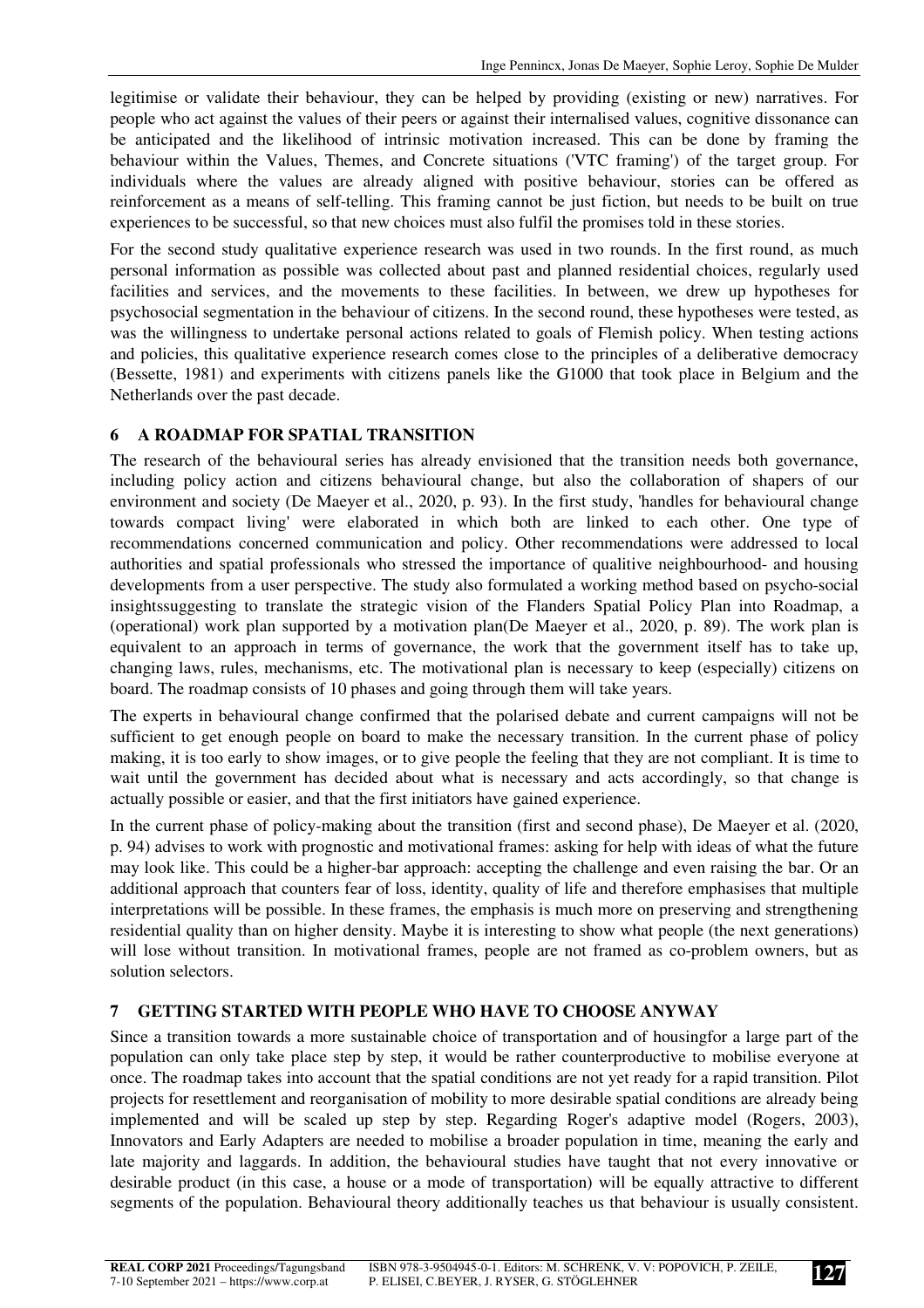legitimise or validate their behaviour, they can be helped by providing (existing or new) narratives. For people who act against the values of their peers or against their internalised values, cognitive dissonance can be anticipated and the likelihood of intrinsic motivation increased. This can be done by framing the behaviour within the Values, Themes, and Concrete situations ('VTC framing') of the target group. For individuals where the values are already aligned with positive behaviour, stories can be offered as reinforcement as a means of self-telling. This framing cannot be just fiction, but needs to be built on true experiences to be successful, so that new choices must also fulfil the promises told in these stories.

For the second study qualitative experience research was used in two rounds. In the first round, as much personal information as possible was collected about past and planned residential choices, regularly used facilities and services, and the movements to these facilities. In between, we drew up hypotheses for psychosocial segmentation in the behaviour of citizens. In the second round, these hypotheses were tested, as was the willingness to undertake personal actions related to goals of Flemish policy. When testing actions and policies, this qualitative experience research comes close to the principles of a deliberative democracy (Bessette, 1981) and experiments with citizens panels like the G1000 that took place in Belgium and the Netherlands over the past decade.

## 6 A ROADMAP FOR SPATIAL TRANSITION

The research of the behavioural series has already envisioned that the transition needs both governance, including policy action and citizens behavioural change, but also the collaboration of shapers of our environment and society (De Maeyer et al., 2020, p. 93). In the first study, 'handles for behavioural change towards compact living' were elaborated in which both are linked to each other. One type of recommendations concerned communication and policy. Other recommendations were addressed to local authorities and spatial professionals who stressed the importance of qualitive neighbourhood- and housing developments from a user perspective. The study also formulated a working method based on psycho-social insightssuggesting to translate the strategic vision of the Flanders Spatial Policy Plan into Roadmap, a (operational) work plan supported by a motivation plan(De Maeyer et al., 2020, p. 89). The work plan is equivalent to an approach in terms of governance, the work that the government itself has to take up, changing laws, rules, mechanisms, etc. The motivational plan is necessary to keep (especially) citizens on board. The roadmap consists of 10 phases and going through them will take years.

The experts in behavioural change confirmed that the polarised debate and current campaigns will not be sufficient to get enough people on board to make the necessary transition. In the current phase of policy making, it is too early to show images, or to give people the feeling that they are not compliant. It is time to wait until the government has decided about what is necessary and acts accordingly, so that change is actually possible or easier, and that the first initiators have gained experience.

In the current phase of policy-making about the transition (first and second phase), De Maeyer et al. (2020, p. 94) advises to work with prognostic and motivational frames: asking for help with ideas of what the future may look like. This could be a higher-bar approach: accepting the challenge and even raising the bar. Or an additional approach that counters fear of loss, identity, quality of life and therefore emphasises that multiple interpretations will be possible. In these frames, the emphasis is much more on preserving and strengthening residential quality than on higher density. Maybe it is interesting to show what people (the next generations) will lose without transition. In motivational frames, people are not framed as co-problem owners, but as solution selectors.

## 7 GETTING STARTED WITH PEOPLE WHO HAVE TO CHOOSE ANYWAY

Since a transition towards a more sustainable choice of transportation and of housingfor a large part of the population can only take place step by step, it would be rather counterproductive to mobilise everyone at once. The roadmap takes into account that the spatial conditions are not yet ready for a rapid transition. Pilot projects for resettlement and reorganisation of mobility to more desirable spatial conditions are already being implemented and will be scaled up step by step. Regarding Roger's adaptive model (Rogers, 2003), Innovators and Early Adapters are needed to mobilise a broader population in time, meaning the early and late majority and laggards. In addition, the behavioural studies have taught that not every innovative or desirable product (in this case, a house or a mode of transportation) will be equally attractive to different segments of the population. Behavioural theory additionally teaches us that behaviour is usually consistent.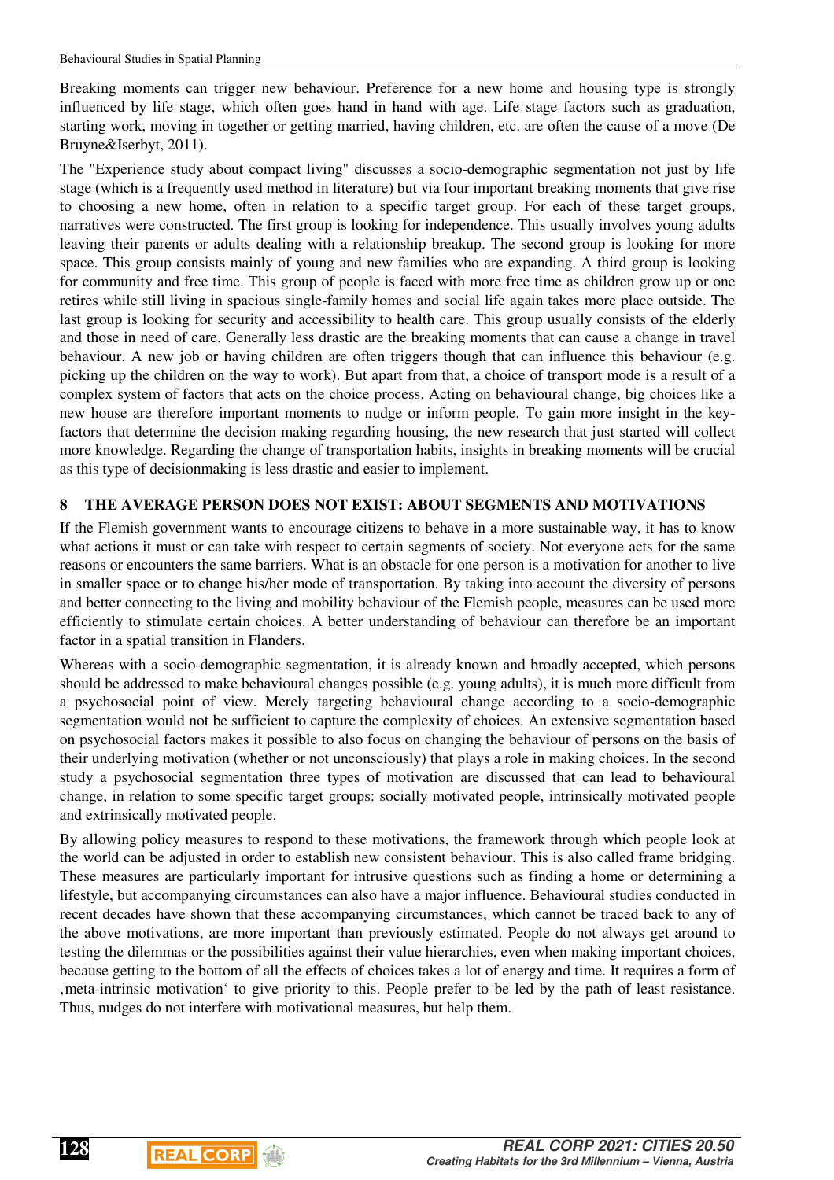Breaking moments can trigger new behaviour. Preference for a new home and housing type is strongly influenced by life stage, which often goes hand in hand with age. Life stage factors such as graduation, starting work, moving in together or getting married, having children, etc. are often the cause of a move (De Bruyne&Iserbyt, 2011).

The "Experience study about compact living" discusses a socio-demographic segmentation not just by life stage (which is a frequently used method in literature) but via four important breaking moments that give rise to choosing a new home, often in relation to a specific target group. For each of these target groups, narratives were constructed. The first group is looking for independence. This usually involves young adults leaving their parents or adults dealing with a relationship breakup. The second group is looking for more space. This group consists mainly of young and new families who are expanding. A third group is looking for community and free time. This group of people is faced with more free time as children grow up or one retires while still living in spacious single-family homes and social life again takes more place outside. The last group is looking for security and accessibility to health care. This group usually consists of the elderly and those in need of care. Generally less drastic are the breaking moments that can cause a change in travel behaviour. A new job or having children are often triggers though that can influence this behaviour (e.g. picking up the children on the way to work). But apart from that, a choice of transport mode is a result of a complex system of factors that acts on the choice process. Acting on behavioural change, big choices like a new house are therefore important moments to nudge or inform people. To gain more insight in the key-factors that determine the decision making regarding housing, the new research that just started will collect more knowledge. Regarding the change of transportation habits, insights in breaking moments will be crucial as this type of decisionmaking is less drastic and easier to implement.

## 8 THE AVERAGE PERSON DOES NOT EXIST: ABOUT SEGMENTS AND MOTIVATIONS

If the Flemish government wants to encourage citizens to behave in a more sustainable way, it has to know what actions it must or can take with respect to certain segments of society. Not everyone acts for the same reasons or encounters the same barriers. What is an obstacle for one person is a motivation for another to live in smaller space or to change his/her mode of transportation. By taking into account the diversity of persons and better connecting to the living and mobility behaviour of the Flemish people, measures can be used more efficiently to stimulate certain choices. A better understanding of behaviour can therefore be an important factor in a spatial transition in Flanders.

Whereas with a socio-demographic segmentation, it is already known and broadly accepted, which persons should be addressed to make behavioural changes possible (e.g. young adults), it is much more difficult from a psychosocial point of view. Merely targeting behavioural change according to a socio-demographic segmentation would not be sufficient to capture the complexity of choices. An extensive segmentation based on psychosocial factors makes it possible to also focus on changing the behaviour of persons on the basis of their underlying motivation (whether or not unconsciously) that plays a role in making choices. In the second study a psychosocial segmentation three types of motivation are discussed that can lead to behavioural change, in relation to some specific target groups: socially motivated people, intrinsically motivated people and extrinsically motivated people.

By allowing policy measures to respond to these motivations, the framework through which people look at the world can be adjusted in order to establish new consistent behaviour. This is also called frame bridging. These measures are particularly important for intrusive questions such as finding a home or determining a lifestyle, but accompanying circumstances can also have a major influence. Behavioural studies conducted in recent decades have shown that these accompanying circumstances, which cannot be traced back to any of the above motivations, are more important than previously estimated. People do not always get around to testing the dilemmas or the possibilities against their value hierarchies, even when making important choices, because getting to the bottom of all the effects of choices takes a lot of energy and time. It requires a form of ‚meta-intrinsic motivation' to give priority to this. People prefer to be led by the path of least resistance. Thus, nudges do not interfere with motivational measures, but help them.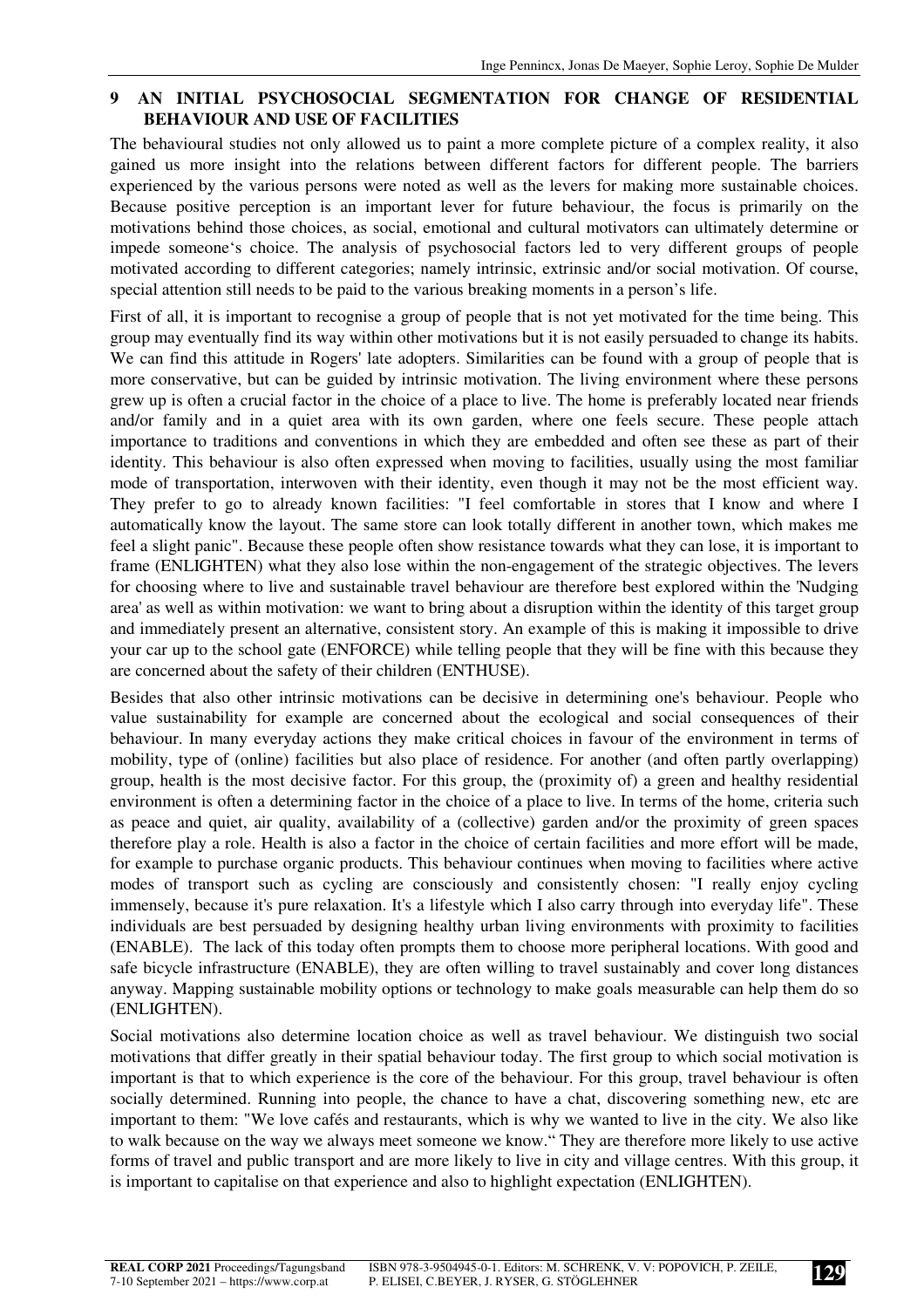## 9 AN INITIAL PSYCHOSOCIAL SEGMENTATION FOR CHANGE OF RESIDENTIAL BEHAVIOUR AND USE OF FACILITIES

The behavioural studies not only allowed us to paint a more complete picture of a complex reality, it also gained us more insight into the relations between different factors for different people. The barriers experienced by the various persons were noted as well as the levers for making more sustainable choices. Because positive perception is an important lever for future behaviour, the focus is primarily on the motivations behind those choices, as social, emotional and cultural motivators can ultimately determine or impede someone's choice. The analysis of psychosocial factors led to very different groups of people motivated according to different categories; namely intrinsic, extrinsic and/or social motivation. Of course, special attention still needs to be paid to the various breaking moments in a person's life.

First of all, it is important to recognise a group of people that is not yet motivated for the time being. This group may eventually find its way within other motivations but it is not easily persuaded to change its habits. We can find this attitude in Rogers' late adopters. Similarities can be found with a group of people that is more conservative, but can be guided by intrinsic motivation. The living environment where these persons grew up is often a crucial factor in the choice of a place to live. The home is preferably located near friends and/or family and in a quiet area with its own garden, where one feels secure. These people attach importance to traditions and conventions in which they are embedded and often see these as part of their identity. This behaviour is also often expressed when moving to facilities, usually using the most familiar mode of transportation, interwoven with their identity, even though it may not be the most efficient way. They prefer to go to already known facilities: "I feel comfortable in stores that I know and where I automatically know the layout. The same store can look totally different in another town, which makes me feel a slight panic". Because these people often show resistance towards what they can lose, it is important to frame (ENLIGHTEN) what they also lose within the non-engagement of the strategic objectives. The levers for choosing where to live and sustainable travel behaviour are therefore best explored within the 'Nudging area' as well as within motivation: we want to bring about a disruption within the identity of this target group and immediately present an alternative, consistent story. An example of this is making it impossible to drive your car up to the school gate (ENFORCE) while telling people that they will be fine with this because they are concerned about the safety of their children (ENTHUSE).

Besides that also other intrinsic motivations can be decisive in determining one's behaviour. People who value sustainability for example are concerned about the ecological and social consequences of their behaviour. In many everyday actions they make critical choices in favour of the environment in terms of mobility, type of (online) facilities but also place of residence. For another (and often partly overlapping) group, health is the most decisive factor. For this group, the (proximity of) a green and healthy residential environment is often a determining factor in the choice of a place to live. In terms of the home, criteria such as peace and quiet, air quality, availability of a (collective) garden and/or the proximity of green spaces therefore play a role. Health is also a factor in the choice of certain facilities and more effort will be made, for example to purchase organic products. This behaviour continues when moving to facilities where active modes of transport such as cycling are consciously and consistently chosen: "I really enjoy cycling immensely, because it's pure relaxation. It's a lifestyle which I also carry through into everyday life". These individuals are best persuaded by designing healthy urban living environments with proximity to facilities (ENABLE). The lack of this today often prompts them to choose more peripheral locations. With good and safe bicycle infrastructure (ENABLE), they are often willing to travel sustainably and cover long distances anyway. Mapping sustainable mobility options or technology to make goals measurable can help them do so (ENLIGHTEN).

Social motivations also determine location choice as well as travel behaviour. We distinguish two social motivations that differ greatly in their spatial behaviour today. The first group to which social motivation is important is that to which experience is the core of the behaviour. For this group, travel behaviour is often socially determined. Running into people, the chance to have a chat, discovering something new, etc are important to them: "We love cafés and restaurants, which is why we wanted to live in the city. We also like to walk because on the way we always meet someone we know." They are therefore more likely to use active forms of travel and public transport and are more likely to live in city and village centres. With this group, it is important to capitalise on that experience and also to highlight expectation (ENLIGHTEN).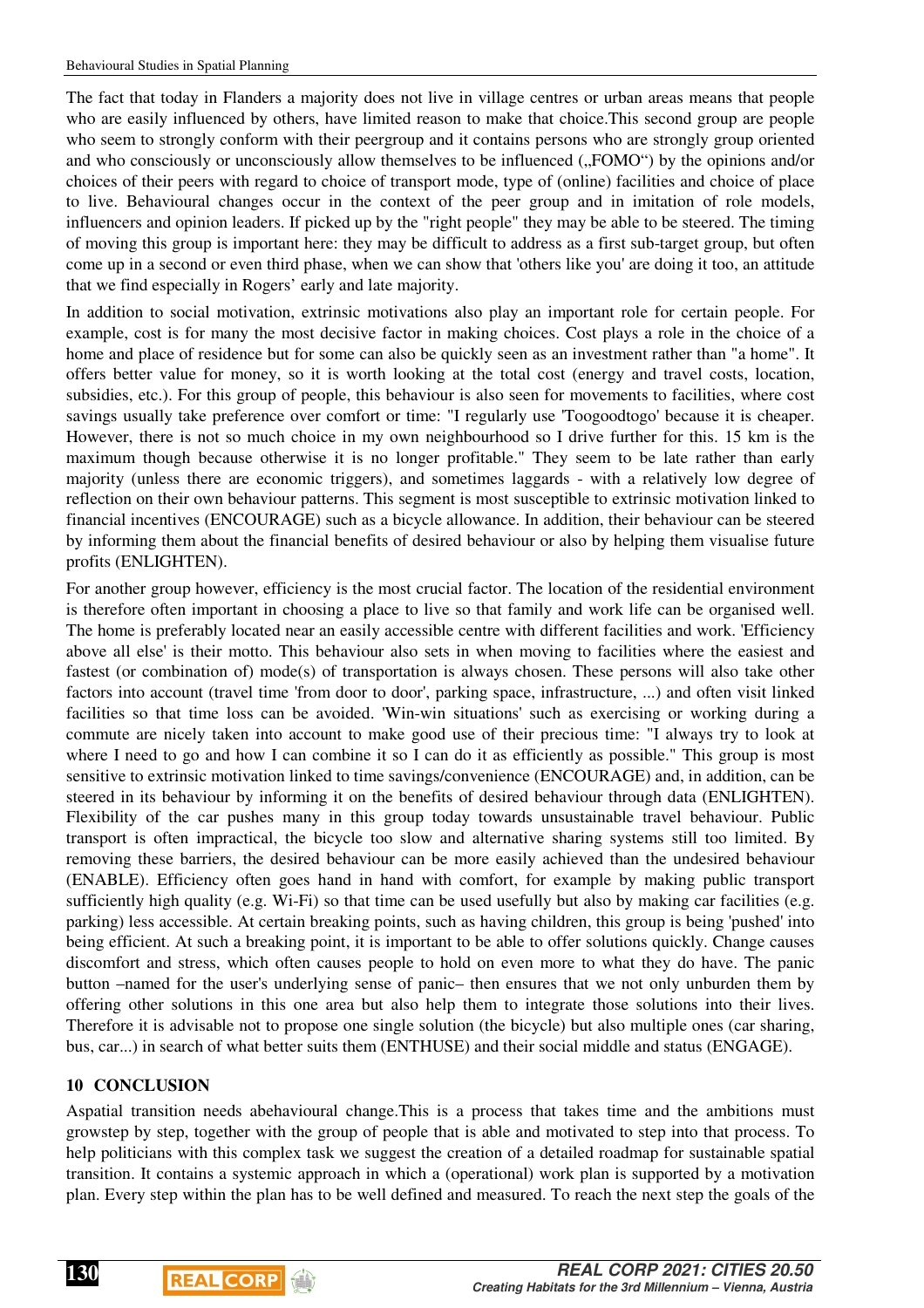The fact that today in Flanders a majority does not live in village centres or urban areas means that people who are easily influenced by others, have limited reason to make that choice.This second group are people who seem to strongly conform with their peergroup and it contains persons who are strongly group oriented and who consciously or unconsciously allow themselves to be influenced („FOMO") by the opinions and/or choices of their peers with regard to choice of transport mode, type of (online) facilities and choice of place to live. Behavioural changes occur in the context of the peer group and in imitation of role models, influencers and opinion leaders. If picked up by the "right people" they may be able to be steered. The timing of moving this group is important here: they may be difficult to address as a first sub-target group, but often come up in a second or even third phase, when we can show that 'others like you' are doing it too, an attitude that we find especially in Rogers' early and late majority.

In addition to social motivation, extrinsic motivations also play an important role for certain people. For example, cost is for many the most decisive factor in making choices. Cost plays a role in the choice of a home and place of residence but for some can also be quickly seen as an investment rather than "a home". It offers better value for money, so it is worth looking at the total cost (energy and travel costs, location, subsidies, etc.). For this group of people, this behaviour is also seen for movements to facilities, where cost savings usually take preference over comfort or time: "I regularly use 'Toogoodtogo' because it is cheaper. However, there is not so much choice in my own neighbourhood so I drive further for this. 15 km is the maximum though because otherwise it is no longer profitable." They seem to be late rather than early majority (unless there are economic triggers), and sometimes laggards - with a relatively low degree of reflection on their own behaviour patterns. This segment is most susceptible to extrinsic motivation linked to financial incentives (ENCOURAGE) such as a bicycle allowance. In addition, their behaviour can be steered by informing them about the financial benefits of desired behaviour or also by helping them visualise future profits (ENLIGHTEN).

For another group however, efficiency is the most crucial factor. The location of the residential environment is therefore often important in choosing a place to live so that family and work life can be organised well. The home is preferably located near an easily accessible centre with different facilities and work. 'Efficiency above all else' is their motto. This behaviour also sets in when moving to facilities where the easiest and fastest (or combination of) mode(s) of transportation is always chosen. These persons will also take other factors into account (travel time 'from door to door', parking space, infrastructure, ...) and often visit linked facilities so that time loss can be avoided. 'Win-win situations' such as exercising or working during a commute are nicely taken into account to make good use of their precious time: "I always try to look at where I need to go and how I can combine it so I can do it as efficiently as possible." This group is most sensitive to extrinsic motivation linked to time savings/convenience (ENCOURAGE) and, in addition, can be steered in its behaviour by informing it on the benefits of desired behaviour through data (ENLIGHTEN). Flexibility of the car pushes many in this group today towards unsustainable travel behaviour. Public transport is often impractical, the bicycle too slow and alternative sharing systems still too limited. By removing these barriers, the desired behaviour can be more easily achieved than the undesired behaviour (ENABLE). Efficiency often goes hand in hand with comfort, for example by making public transport sufficiently high quality (e.g. Wi-Fi) so that time can be used usefully but also by making car facilities (e.g. parking) less accessible. At certain breaking points, such as having children, this group is being 'pushed' into being efficient. At such a breaking point, it is important to be able to offer solutions quickly. Change causes discomfort and stress, which often causes people to hold on even more to what they do have. The panic button –named for the user's underlying sense of panic– then ensures that we not only unburden them by offering other solutions in this one area but also help them to integrate those solutions into their lives. Therefore it is advisable not to propose one single solution (the bicycle) but also multiple ones (car sharing, bus, car...) in search of what better suits them (ENTHUSE) and their social middle and status (ENGAGE).

## 10 CONCLUSION

Aspatial transition needs abehavioural change.This is a process that takes time and the ambitions must growstep by step, together with the group of people that is able and motivated to step into that process. To help politicians with this complex task we suggest the creation of a detailed roadmap for sustainable spatial transition. It contains a systemic approach in which a (operational) work plan is supported by a motivation plan. Every step within the plan has to be well defined and measured. To reach the next step the goals of the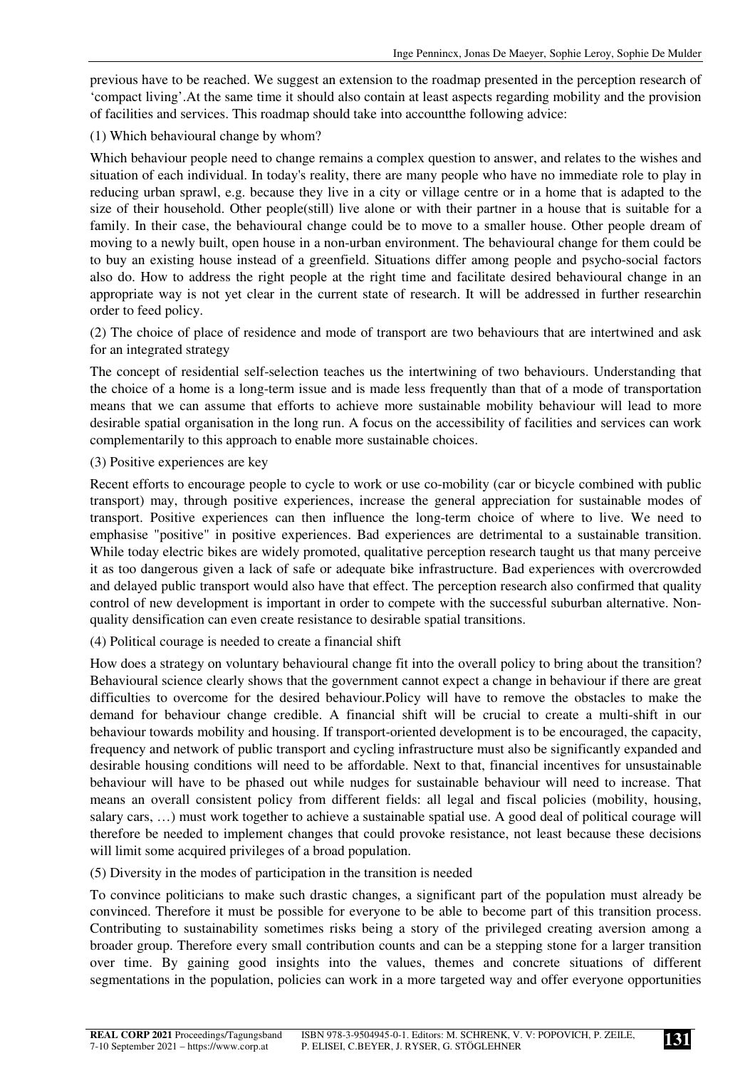previous have to be reached. We suggest an extension to the roadmap presented in the perception research of 'compact living'.At the same time it should also contain at least aspects regarding mobility and the provision of facilities and services. This roadmap should take into accountthe following advice:

(1) Which behavioural change by whom?

Which behaviour people need to change remains a complex question to answer, and relates to the wishes and situation of each individual. In today's reality, there are many people who have no immediate role to play in reducing urban sprawl, e.g. because they live in a city or village centre or in a home that is adapted to the size of their household. Other people(still) live alone or with their partner in a house that is suitable for a family. In their case, the behavioural change could be to move to a smaller house. Other people dream of moving to a newly built, open house in a non-urban environment. The behavioural change for them could be to buy an existing house instead of a greenfield. Situations differ among people and psycho-social factors also do. How to address the right people at the right time and facilitate desired behavioural change in an appropriate way is not yet clear in the current state of research. It will be addressed in further researchin order to feed policy.

(2) The choice of place of residence and mode of transport are two behaviours that are intertwined and ask for an integrated strategy

The concept of residential self-selection teaches us the intertwining of two behaviours. Understanding that the choice of a home is a long-term issue and is made less frequently than that of a mode of transportation means that we can assume that efforts to achieve more sustainable mobility behaviour will lead to more desirable spatial organisation in the long run. A focus on the accessibility of facilities and services can work complementarily to this approach to enable more sustainable choices.

(3) Positive experiences are key

Recent efforts to encourage people to cycle to work or use co-mobility (car or bicycle combined with public transport) may, through positive experiences, increase the general appreciation for sustainable modes of transport. Positive experiences can then influence the long-term choice of where to live. We need to emphasise "positive" in positive experiences. Bad experiences are detrimental to a sustainable transition. While today electric bikes are widely promoted, qualitative perception research taught us that many perceive it as too dangerous given a lack of safe or adequate bike infrastructure. Bad experiences with overcrowded and delayed public transport would also have that effect. The perception research also confirmed that quality control of new development is important in order to compete with the successful suburban alternative. Non-quality densification can even create resistance to desirable spatial transitions.

(4) Political courage is needed to create a financial shift

How does a strategy on voluntary behavioural change fit into the overall policy to bring about the transition? Behavioural science clearly shows that the government cannot expect a change in behaviour if there are great difficulties to overcome for the desired behaviour.Policy will have to remove the obstacles to make the demand for behaviour change credible. A financial shift will be crucial to create a multi-shift in our behaviour towards mobility and housing. If transport-oriented development is to be encouraged, the capacity, frequency and network of public transport and cycling infrastructure must also be significantly expanded and desirable housing conditions will need to be affordable. Next to that, financial incentives for unsustainable behaviour will have to be phased out while nudges for sustainable behaviour will need to increase. That means an overall consistent policy from different fields: all legal and fiscal policies (mobility, housing, salary cars, …) must work together to achieve a sustainable spatial use. A good deal of political courage will therefore be needed to implement changes that could provoke resistance, not least because these decisions will limit some acquired privileges of a broad population.

(5) Diversity in the modes of participation in the transition is needed

To convince politicians to make such drastic changes, a significant part of the population must already be convinced. Therefore it must be possible for everyone to be able to become part of this transition process. Contributing to sustainability sometimes risks being a story of the privileged creating aversion among a broader group. Therefore every small contribution counts and can be a stepping stone for a larger transition over time. By gaining good insights into the values, themes and concrete situations of different segmentations in the population, policies can work in a more targeted way and offer everyone opportunities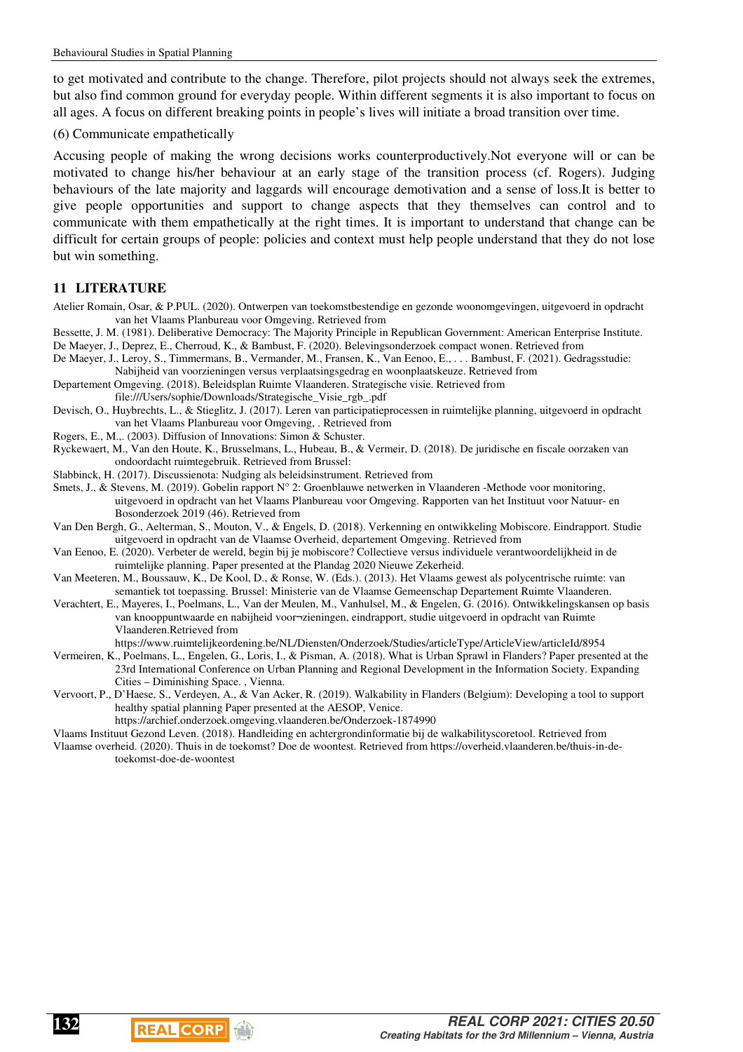to get motivated and contribute to the change. Therefore, pilot projects should not always seek the extremes, but also find common ground for everyday people. Within different segments it is also important to focus on all ages. A focus on different breaking points in people's lives will initiate a broad transition over time.

(6) Communicate empathetically

Accusing people of making the wrong decisions works counterproductively.Not everyone will or can be motivated to change his/her behaviour at an early stage of the transition process (cf. Rogers). Judging behaviours of the late majority and laggards will encourage demotivation and a sense of loss.It is better to give people opportunities and support to change aspects that they themselves can control and to communicate with them empathetically at the right times. It is important to understand that change can be difficult for certain groups of people: policies and context must help people understand that they do not lose but win something.

## 11 LITERATURE

Atelier Romain, Osar, & P.PUL. (2020). Ontwerpen van toekomstbestendige en gezonde woonomgevingen, uitgevoerd in opdracht van het Vlaams Planbureau voor Omgeving. Retrieved from

Bessette, J. M. (1981). Deliberative Democracy: The Majority Principle in Republican Government: American Enterprise Institute.

De Maeyer, J., Deprez, E., Cherroud, K., & Bambust, F. (2020). Belevingsonderzoek compact wonen. Retrieved from

De Maeyer, J., Leroy, S., Timmermans, B., Vermander, M., Fransen, K., Van Eenoo, E., . . . Bambust, F. (2021). Gedragsstudie: Nabijheid van voorzieningen versus verplaatsingsgedrag en woonplaatskeuze. Retrieved from

Departement Omgeving. (2018). Beleidsplan Ruimte Vlaanderen. Strategische visie. Retrieved from file:///Users/sophie/Downloads/Strategische_Visie_rgb_.pdf

Devisch, O., Huybrechts, L., & Stieglitz, J. (2017). Leren van participatieprocessen in ruimtelijke planning, uitgevoerd in opdracht van het Vlaams Planbureau voor Omgeving, . Retrieved from

Rogers, E., M.,. (2003). Diffusion of Innovations: Simon & Schuster.

Ryckewaert, M., Van den Houte, K., Brusselmans, L., Hubeau, B., & Vermeir, D. (2018). De juridische en fiscale oorzaken van ondoordacht ruimtegebruik. Retrieved from Brussel:

Slabbinck, H. (2017). Discussienota: Nudging als beleidsinstrument. Retrieved from

Smets, J., & Stevens, M. (2019). Gobelin rapport N° 2: Groenblauwe netwerken in Vlaanderen -Methode voor monitoring, uitgevoerd in opdracht van het Vlaams Planbureau voor Omgeving. Rapporten van het Instituut voor Natuur- en Bosonderzoek 2019 (46). Retrieved from

Van Den Bergh, G., Aelterman, S., Mouton, V., & Engels, D. (2018). Verkenning en ontwikkeling Mobiscore. Eindrapport. Studie uitgevoerd in opdracht van de Vlaamse Overheid, departement Omgeving. Retrieved from

Van Eenoo, E. (2020). Verbeter de wereld, begin bij je mobiscore? Collectieve versus individuele verantwoordelijkheid in de ruimtelijke planning. Paper presented at the Plandag 2020 Nieuwe Zekerheid.

Van Meeteren, M., Boussauw, K., De Kool, D., & Ronse, W. (Eds.). (2013). Het Vlaams gewest als polycentrische ruimte: van semantiek tot toepassing. Brussel: Ministerie van de Vlaamse Gemeenschap Departement Ruimte Vlaanderen.

Verachtert, E., Mayeres, I., Poelmans, L., Van der Meulen, M., Vanhulsel, M., & Engelen, G. (2016). Ontwikkelingskansen op basis van knooppuntwaarde en nabijheid voor¬zieningen, eindrapport, studie uitgevoerd in opdracht van Ruimte Vlaanderen.Retrieved from https://www.ruimtelijkeordening.be/NL/Diensten/Onderzoek/Studies/articleType/ArticleView/articleId/8954

Vermeiren, K., Poelmans, L., Engelen, G., Loris, I., & Pisman, A. (2018). What is Urban Sprawl in Flanders? Paper presented at the 23rd International Conference on Urban Planning and Regional Development in the Information Society. Expanding Cities – Diminishing Space. , Vienna.

Vervoort, P., D'Haese, S., Verdeyen, A., & Van Acker, R. (2019). Walkability in Flanders (Belgium): Developing a tool to support healthy spatial planning Paper presented at the AESOP, Venice. https://archief.onderzoek.omgeving.vlaanderen.be/Onderzoek-1874990

Vlaams Instituut Gezond Leven. (2018). Handleiding en achtergrondinformatie bij de walkabilityscoretool. Retrieved from

Vlaamse overheid. (2020). Thuis in de toekomst? Doe de woontest. Retrieved from https://overheid.vlaanderen.be/thuis-in-de-toekomst-doe-de-woontest